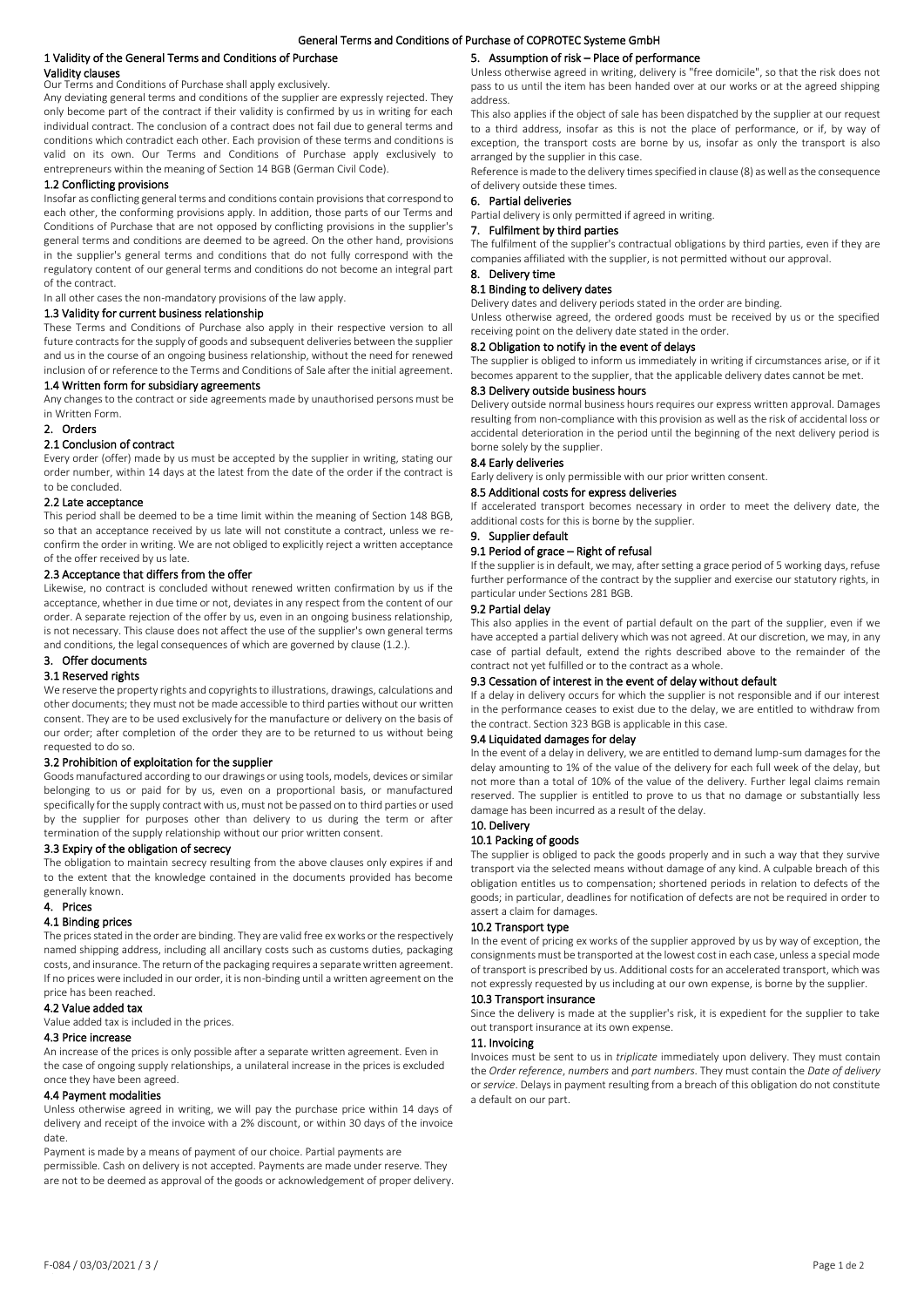# General Terms and Conditions of Purchase of COPROTEC Systeme GmbH

## 1 Validity of the General Terms and Conditions of Purchase

### Validity clauses

Our Terms and Conditions of Purchase shall apply exclusively.

Any deviating general terms and conditions of the supplier are expressly rejected. They only become part of the contract if their validity is confirmed by us in writing for each individual contract. The conclusion of a contract does not fail due to general terms and conditions which contradict each other. Each provision of these terms and conditions is valid on its own. Our Terms and Conditions of Purchase apply exclusively to entrepreneurs within the meaning of Section 14 BGB (German Civil Code).

### 1.2 Conflicting provisions

Insofar as conflicting general terms and conditions contain provisions that correspond to each other, the conforming provisions apply. In addition, those parts of our Terms and Conditions of Purchase that are not opposed by conflicting provisions in the supplier's general terms and conditions are deemed to be agreed. On the other hand, provisions in the supplier's general terms and conditions that do not fully correspond with the regulatory content of our general terms and conditions do not become an integral part of the contract.

In all other cases the non-mandatory provisions of the law apply.

### 1.3 Validity for current business relationship

These Terms and Conditions of Purchase also apply in their respective version to all future contracts for the supply of goods and subsequent deliveries between the supplier and us in the course of an ongoing business relationship, without the need for renewed inclusion of or reference to the Terms and Conditions of Sale after the initial agreement.

### 1.4 Written form for subsidiary agreements

Any changes to the contract or side agreements made by unauthorised persons must be in Written Form.

## 2. Orders

### 2.1 Conclusion of contract

Every order (offer) made by us must be accepted by the supplier in writing, stating our order number, within 14 days at the latest from the date of the order if the contract is to be concluded.

### 2.2 Late acceptance

This period shall be deemed to be a time limit within the meaning of Section 148 BGB, so that an acceptance received by us late will not constitute a contract, unless we re-confirm the order in writing. We are not obliged to explicitly reject a written acceptance of the offer received by us late.

### 2.3 Acceptance that differs from the offer

Likewise, no contract is concluded without renewed written confirmation by us if the acceptance, whether in due time or not, deviates in any respect from the content of our order. A separate rejection of the offer by us, even in an ongoing business relationship, is not necessary. This clause does not affect the use of the supplier's own general terms and conditions, the legal consequences of which are governed by clause (1.2.).

## 3. Offer documents

### 3.1 Reserved rights

We reserve the property rights and copyrights to illustrations, drawings, calculations and other documents; they must not be made accessible to third parties without our written consent. They are to be used exclusively for the manufacture or delivery on the basis of our order; after completion of the order they are to be returned to us without being requested to do so.

### 3.2 Prohibition of exploitation for the supplier

Goods manufactured according to our drawings or using tools, models, devices or similar belonging to us or paid for by us, even on a proportional basis, or manufactured specifically for the supply contract with us, must not be passed on to third parties or used by the supplier for purposes other than delivery to us during the term or after termination of the supply relationship without our prior written consent.

### 3.3 Expiry of the obligation of secrecy

The obligation to maintain secrecy resulting from the above clauses only expires if and to the extent that the knowledge contained in the documents provided has become generally known.

## 4. Prices

### 4.1 Binding prices

The prices stated in the order are binding. They are valid free ex works or the respectively named shipping address, including all ancillary costs such as customs duties, packaging costs, and insurance. The return of the packaging requires a separate written agreement. If no prices were included in our order, it is non-binding until a written agreement on the price has been reached.

### 4.2 Value added tax

Value added tax is included in the prices.

### 4.3 Price increase

An increase of the prices is only possible after a separate written agreement. Even in the case of ongoing supply relationships, a unilateral increase in the prices is excluded once they have been agreed.

### 4.4 Payment modalities

Unless otherwise agreed in writing, we will pay the purchase price within 14 days of delivery and receipt of the invoice with a 2% discount, or within 30 days of the invoice date.

Payment is made by a means of payment of our choice. Partial payments are permissible. Cash on delivery is not accepted. Payments are made under reserve. They are not to be deemed as approval of the goods or acknowledgement of proper delivery.

## 5. Assumption of risk – Place of performance

Unless otherwise agreed in writing, delivery is "free domicile", so that the risk does not pass to us until the item has been handed over at our works or at the agreed shipping address.

This also applies if the object of sale has been dispatched by the supplier at our request to a third address, insofar as this is not the place of performance, or if, by way of exception, the transport costs are borne by us, insofar as only the transport is also arranged by the supplier in this case.

Reference is made to the delivery times specified in clause (8) as well as the consequence of delivery outside these times.

## 6. Partial deliveries

Partial delivery is only permitted if agreed in writing.

## 7. Fulfilment by third parties

The fulfilment of the supplier's contractual obligations by third parties, even if they are companies affiliated with the supplier, is not permitted without our approval.

## 8. Delivery time

### 8.1 Binding to delivery dates

Delivery dates and delivery periods stated in the order are binding.

Unless otherwise agreed, the ordered goods must be received by us or the specified receiving point on the delivery date stated in the order.

### 8.2 Obligation to notify in the event of delays

The supplier is obliged to inform us immediately in writing if circumstances arise, or if it becomes apparent to the supplier, that the applicable delivery dates cannot be met.

### 8.3 Delivery outside business hours

Delivery outside normal business hours requires our express written approval. Damages resulting from non-compliance with this provision as well as the risk of accidental loss or accidental deterioration in the period until the beginning of the next delivery period is borne solely by the supplier.

### 8.4 Early deliveries

Early delivery is only permissible with our prior written consent.

### 8.5 Additional costs for express deliveries

If accelerated transport becomes necessary in order to meet the delivery date, the additional costs for this is borne by the supplier.

## 9. Supplier default

### 9.1 Period of grace – Right of refusal

If the supplier is in default, we may, after setting a grace period of 5 working days, refuse further performance of the contract by the supplier and exercise our statutory rights, in particular under Sections 281 BGB.

### 9.2 Partial delay

This also applies in the event of partial default on the part of the supplier, even if we have accepted a partial delivery which was not agreed. At our discretion, we may, in any case of partial default, extend the rights described above to the remainder of the contract not yet fulfilled or to the contract as a whole.

### 9.3 Cessation of interest in the event of delay without default

If a delay in delivery occurs for which the supplier is not responsible and if our interest in the performance ceases to exist due to the delay, we are entitled to withdraw from the contract. Section 323 BGB is applicable in this case.

### 9.4 Liquidated damages for delay

In the event of a delay in delivery, we are entitled to demand lump-sum damages for the delay amounting to 1% of the value of the delivery for each full week of the delay, but not more than a total of 10% of the value of the delivery. Further legal claims remain reserved. The supplier is entitled to prove to us that no damage or substantially less damage has been incurred as a result of the delay.

## 10. Delivery

### 10.1 Packing of goods

The supplier is obliged to pack the goods properly and in such a way that they survive transport via the selected means without damage of any kind. A culpable breach of this obligation entitles us to compensation; shortened periods in relation to defects of the goods; in particular, deadlines for notification of defects are not be required in order to assert a claim for damages.

### 10.2 Transport type

In the event of pricing ex works of the supplier approved by us by way of exception, the consignments must be transported at the lowest cost in each case, unless a special mode of transport is prescribed by us. Additional costs for an accelerated transport, which was not expressly requested by us including at our own expense, is borne by the supplier.

### 10.3 Transport insurance

Since the delivery is made at the supplier's risk, it is expedient for the supplier to take out transport insurance at its own expense.

## 11. Invoicing

Invoices must be sent to us in *triplicate* immediately upon delivery. They must contain the *Order reference*, *numbers* and *part numbers*. They must contain the *Date of delivery* or *service*. Delays in payment resulting from a breach of this obligation do not constitute a default on our part.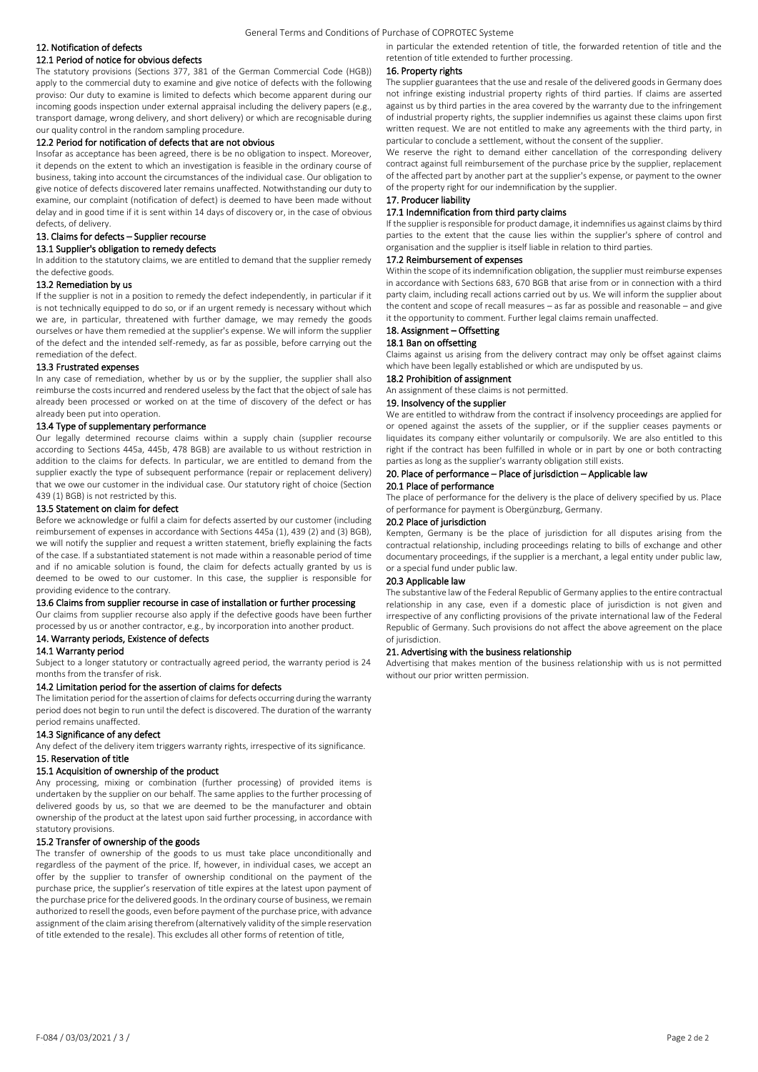## 12. Notification of defects

### 12.1 Period of notice for obvious defects

The statutory provisions (Sections 377, 381 of the German Commercial Code (HGB)) apply to the commercial duty to examine and give notice of defects with the following proviso: Our duty to examine is limited to defects which become apparent during our incoming goods inspection under external appraisal including the delivery papers (e.g., transport damage, wrong delivery, and short delivery) or which are recognisable during our quality control in the random sampling procedure.

### 12.2 Period for notification of defects that are not obvious

Insofar as acceptance has been agreed, there is be no obligation to inspect. Moreover, it depends on the extent to which an investigation is feasible in the ordinary course of business, taking into account the circumstances of the individual case. Our obligation to give notice of defects discovered later remains unaffected. Notwithstanding our duty to examine, our complaint (notification of defect) is deemed to have been made without delay and in good time if it is sent within 14 days of discovery or, in the case of obvious defects, of delivery.

## 13. Claims for defects – Supplier recourse

### 13.1 Supplier's obligation to remedy defects

In addition to the statutory claims, we are entitled to demand that the supplier remedy the defective goods.

### 13.2 Remediation by us

If the supplier is not in a position to remedy the defect independently, in particular if it is not technically equipped to do so, or if an urgent remedy is necessary without which we are, in particular, threatened with further damage, we may remedy the goods ourselves or have them remedied at the supplier's expense. We will inform the supplier of the defect and the intended self-remedy, as far as possible, before carrying out the remediation of the defect.

### 13.3 Frustrated expenses

In any case of remediation, whether by us or by the supplier, the supplier shall also reimburse the costs incurred and rendered useless by the fact that the object of sale has already been processed or worked on at the time of discovery of the defect or has already been put into operation.

### 13.4 Type of supplementary performance

Our legally determined recourse claims within a supply chain (supplier recourse according to Sections 445a, 445b, 478 BGB) are available to us without restriction in addition to the claims for defects. In particular, we are entitled to demand from the supplier exactly the type of subsequent performance (repair or replacement delivery) that we owe our customer in the individual case. Our statutory right of choice (Section 439 (1) BGB) is not restricted by this.

### 13.5 Statement on claim for defect

Before we acknowledge or fulfil a claim for defects asserted by our customer (including reimbursement of expenses in accordance with Sections 445a (1), 439 (2) and (3) BGB), we will notify the supplier and request a written statement, briefly explaining the facts of the case. If a substantiated statement is not made within a reasonable period of time and if no amicable solution is found, the claim for defects actually granted by us is deemed to be owed to our customer. In this case, the supplier is responsible for providing evidence to the contrary.

### 13.6 Claims from supplier recourse in case of installation or further processing

Our claims from supplier recourse also apply if the defective goods have been further processed by us or another contractor, e.g., by incorporation into another product.

## 14. Warranty periods, Existence of defects

### 14.1 Warranty period

Subject to a longer statutory or contractually agreed period, the warranty period is 24 months from the transfer of risk.

### 14.2 Limitation period for the assertion of claims for defects

The limitation period for the assertion of claims for defects occurring during the warranty period does not begin to run until the defect is discovered. The duration of the warranty period remains unaffected.

### 14.3 Significance of any defect

Any defect of the delivery item triggers warranty rights, irrespective of its significance.

## 15. Reservation of title

### 15.1 Acquisition of ownership of the product

Any processing, mixing or combination (further processing) of provided items is undertaken by the supplier on our behalf. The same applies to the further processing of delivered goods by us, so that we are deemed to be the manufacturer and obtain ownership of the product at the latest upon said further processing, in accordance with statutory provisions.

### 15.2 Transfer of ownership of the goods

The transfer of ownership of the goods to us must take place unconditionally and regardless of the payment of the price. If, however, in individual cases, we accept an offer by the supplier to transfer of ownership conditional on the payment of the purchase price, the supplier's reservation of title expires at the latest upon payment of the purchase price for the delivered goods. In the ordinary course of business, we remain authorized to resell the goods, even before payment of the purchase price, with advance assignment of the claim arising therefrom (alternatively validity of the simple reservation of title extended to the resale). This excludes all other forms of retention of title, in particular the extended retention of title, the forwarded retention of title and the retention of title extended to further processing.

## 16. Property rights

The supplier guarantees that the use and resale of the delivered goods in Germany does not infringe existing industrial property rights of third parties. If claims are asserted against us by third parties in the area covered by the warranty due to the infringement of industrial property rights, the supplier indemnifies us against these claims upon first written request. We are not entitled to make any agreements with the third party, in particular to conclude a settlement, without the consent of the supplier.

We reserve the right to demand either cancellation of the corresponding delivery contract against full reimbursement of the purchase price by the supplier, replacement of the affected part by another part at the supplier's expense, or payment to the owner of the property right for our indemnification by the supplier.

## 17. Producer liability

### 17.1 Indemnification from third party claims

If the supplier is responsible for product damage, it indemnifies us against claims by third parties to the extent that the cause lies within the supplier's sphere of control and organisation and the supplier is itself liable in relation to third parties.

### 17.2 Reimbursement of expenses

Within the scope of its indemnification obligation, the supplier must reimburse expenses in accordance with Sections 683, 670 BGB that arise from or in connection with a third party claim, including recall actions carried out by us. We will inform the supplier about the content and scope of recall measures – as far as possible and reasonable – and give it the opportunity to comment. Further legal claims remain unaffected.

## 18. Assignment – Offsetting

### 18.1 Ban on offsetting

Claims against us arising from the delivery contract may only be offset against claims which have been legally established or which are undisputed by us.

### 18.2 Prohibition of assignment

An assignment of these claims is not permitted.

## 19. Insolvency of the supplier

We are entitled to withdraw from the contract if insolvency proceedings are applied for or opened against the assets of the supplier, or if the supplier ceases payments or liquidates its company either voluntarily or compulsorily. We are also entitled to this right if the contract has been fulfilled in whole or in part by one or both contracting parties as long as the supplier's warranty obligation still exists.

## 20. Place of performance – Place of jurisdiction – Applicable law

### 20.1 Place of performance

The place of performance for the delivery is the place of delivery specified by us. Place of performance for payment is Obergünzburg, Germany.

### 20.2 Place of jurisdiction

Kempten, Germany is be the place of jurisdiction for all disputes arising from the contractual relationship, including proceedings relating to bills of exchange and other documentary proceedings, if the supplier is a merchant, a legal entity under public law, or a special fund under public law.

### 20.3 Applicable law

The substantive law of the Federal Republic of Germany applies to the entire contractual relationship in any case, even if a domestic place of jurisdiction is not given and irrespective of any conflicting provisions of the private international law of the Federal Republic of Germany. Such provisions do not affect the above agreement on the place of jurisdiction.

## 21. Advertising with the business relationship

Advertising that makes mention of the business relationship with us is not permitted without our prior written permission.